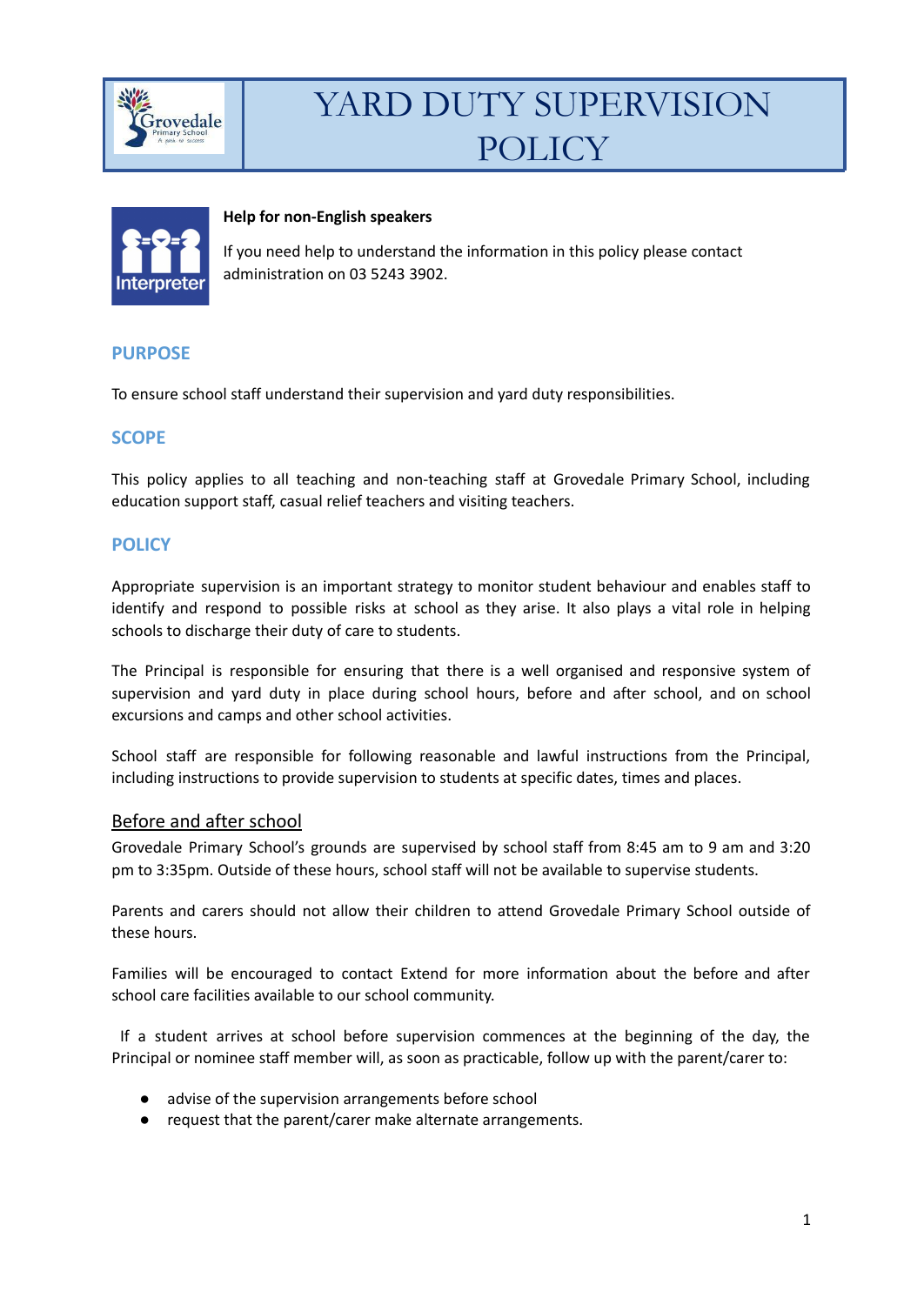# YARD DUTY SUPERVISION POLICY

**Help for non-English speakers**

If you need help to understand the information in this policy please contact administration on 03 5243 3902.

## PURPOSE

To ensure school staff understand their supervision and yard duty responsibilities.

## SCOPE

This policy applies to all teaching and non-teaching staff at Grovedale Primary School, including education support staff, casual relief teachers and visiting teachers.

## POLICY

Appropriate supervision is an important strategy to monitor student behaviour and enables staff to identify and respond to possible risks at school as they arise. It also plays a vital role in helping schools to discharge their duty of care to students.

The Principal is responsible for ensuring that there is a well organised and responsive system of supervision and yard duty in place during school hours, before and after school, and on school excursions and camps and other school activities.

School staff are responsible for following reasonable and lawful instructions from the Principal, including instructions to provide supervision to students at specific dates, times and places.

### Before and after school

Grovedale Primary School's grounds are supervised by school staff from 8:45 am to 9 am and 3:20 pm to 3:35pm. Outside of these hours, school staff will not be available to supervise students.

Parents and carers should not allow their children to attend Grovedale Primary School outside of these hours.

Families will be encouraged to contact Extend for more information about the before and after school care facilities available to our school community.

If a student arrives at school before supervision commences at the beginning of the day, the Principal or nominee staff member will, as soon as practicable, follow up with the parent/carer to:

- advise of the supervision arrangements before school
- request that the parent/carer make alternate arrangements.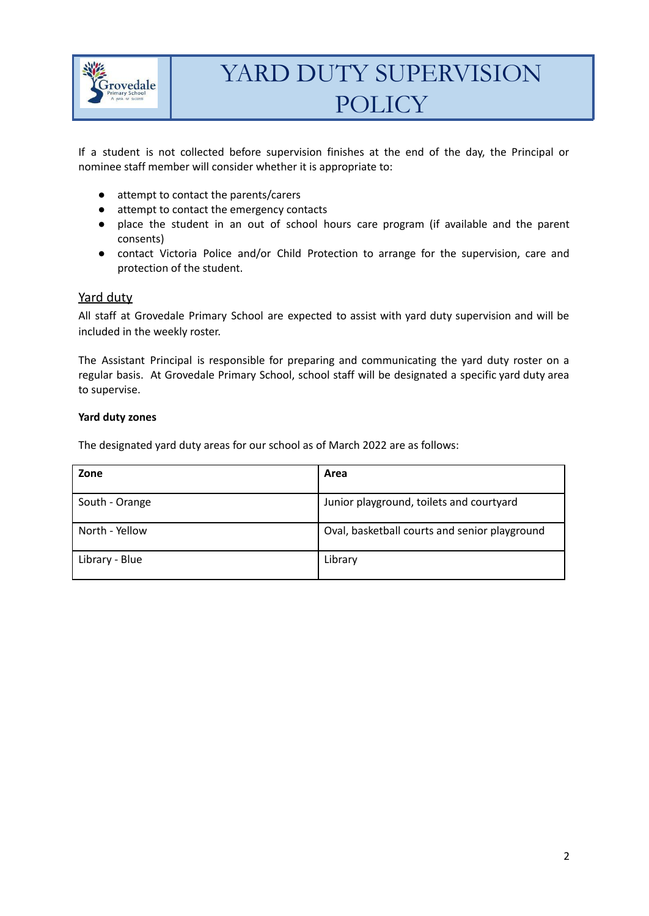If a student is not collected before supervision finishes at the end of the day, the Principal or nominee staff member will consider whether it is appropriate to:

- attempt to contact the parents/carers
- attempt to contact the emergency contacts
- place the student in an out of school hours care program (if available and the parent consents)
- contact Victoria Police and/or Child Protection to arrange for the supervision, care and protection of the student.

## Yard duty

All staff at Grovedale Primary School are expected to assist with yard duty supervision and will be included in the weekly roster.

The Assistant Principal is responsible for preparing and communicating the yard duty roster on a regular basis. At Grovedale Primary School, school staff will be designated a specific yard duty area to supervise.

**Yard duty zones**

The designated yard duty areas for our school as of March 2022 are as follows:

| Zone | Area |
| --- | --- |
| South - Orange | Junior playground, toilets and courtyard |
| North - Yellow | Oval, basketball courts and senior playground |
| Library - Blue | Library |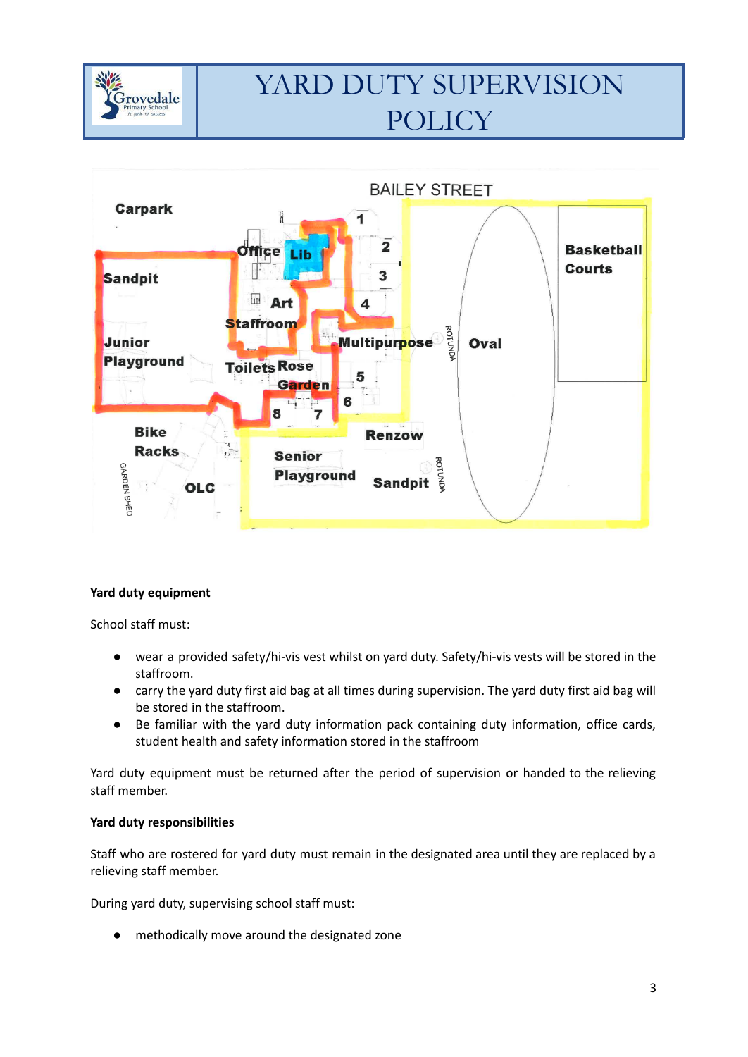Yard duty equipment

School staff must:

- wear a provided safety/hi-vis vest whilst on yard duty. Safety/hi-vis vests will be stored in the staffroom.
- carry the yard duty first aid bag at all times during supervision. The yard duty first aid bag will be stored in the staffroom.
- Be familiar with the yard duty information pack containing duty information, office cards, student health and safety information stored in the staffroom

Yard duty equipment must be returned after the period of supervision or handed to the relieving staff member.

**Yard duty responsibilities**

Staff who are rostered for yard duty must remain in the designated area until they are replaced by a relieving staff member.

During yard duty, supervising school staff must:

- methodically move around the designated zone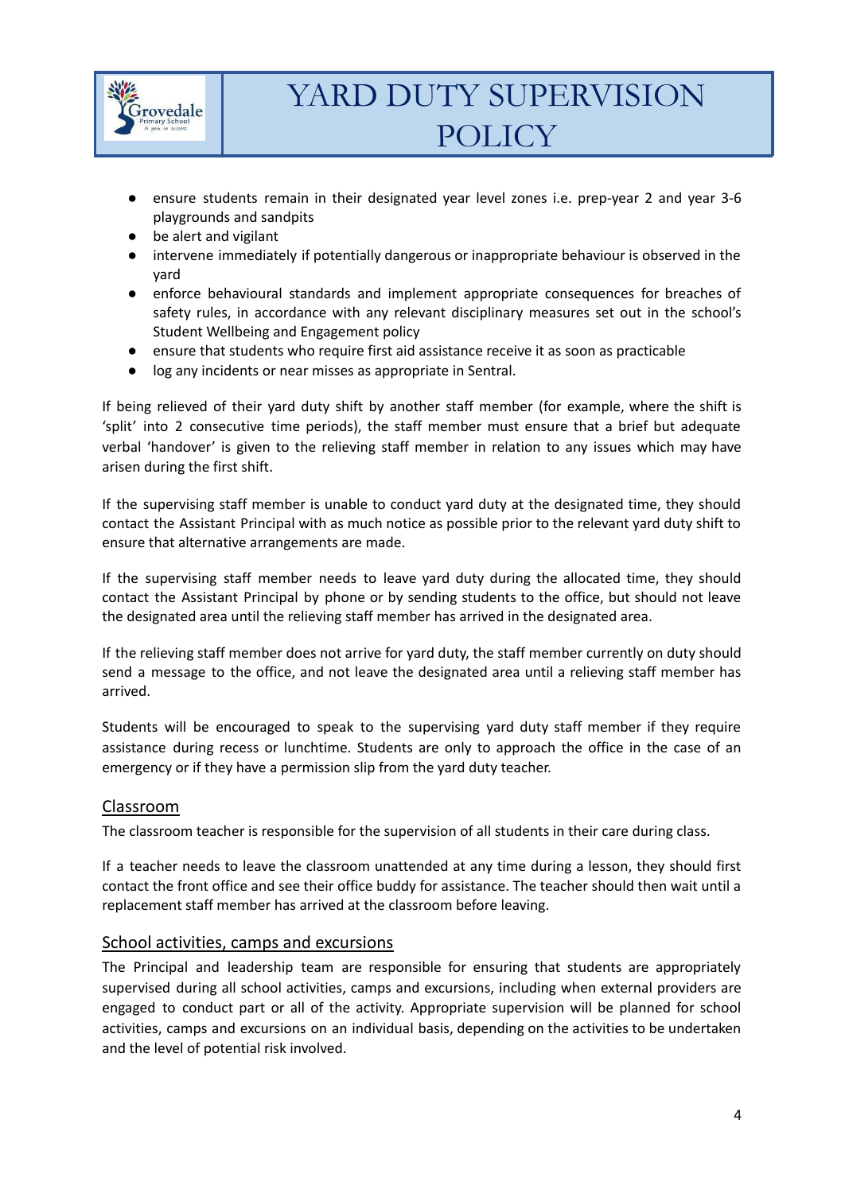- ensure students remain in their designated year level zones i.e. prep-year 2 and year 3-6 playgrounds and sandpits
- be alert and vigilant
- intervene immediately if potentially dangerous or inappropriate behaviour is observed in the yard
- enforce behavioural standards and implement appropriate consequences for breaches of safety rules, in accordance with any relevant disciplinary measures set out in the school's Student Wellbeing and Engagement policy
- ensure that students who require first aid assistance receive it as soon as practicable
- log any incidents or near misses as appropriate in Sentral.

If being relieved of their yard duty shift by another staff member (for example, where the shift is 'split' into 2 consecutive time periods), the staff member must ensure that a brief but adequate verbal 'handover' is given to the relieving staff member in relation to any issues which may have arisen during the first shift.

If the supervising staff member is unable to conduct yard duty at the designated time, they should contact the Assistant Principal with as much notice as possible prior to the relevant yard duty shift to ensure that alternative arrangements are made.

If the supervising staff member needs to leave yard duty during the allocated time, they should contact the Assistant Principal by phone or by sending students to the office, but should not leave the designated area until the relieving staff member has arrived in the designated area.

If the relieving staff member does not arrive for yard duty, the staff member currently on duty should send a message to the office, and not leave the designated area until a relieving staff member has arrived.

Students will be encouraged to speak to the supervising yard duty staff member if they require assistance during recess or lunchtime. Students are only to approach the office in the case of an emergency or if they have a permission slip from the yard duty teacher.

### Classroom

The classroom teacher is responsible for the supervision of all students in their care during class.

If a teacher needs to leave the classroom unattended at any time during a lesson, they should first contact the front office and see their office buddy for assistance. The teacher should then wait until a replacement staff member has arrived at the classroom before leaving.

### School activities, camps and excursions

The Principal and leadership team are responsible for ensuring that students are appropriately supervised during all school activities, camps and excursions, including when external providers are engaged to conduct part or all of the activity. Appropriate supervision will be planned for school activities, camps and excursions on an individual basis, depending on the activities to be undertaken and the level of potential risk involved.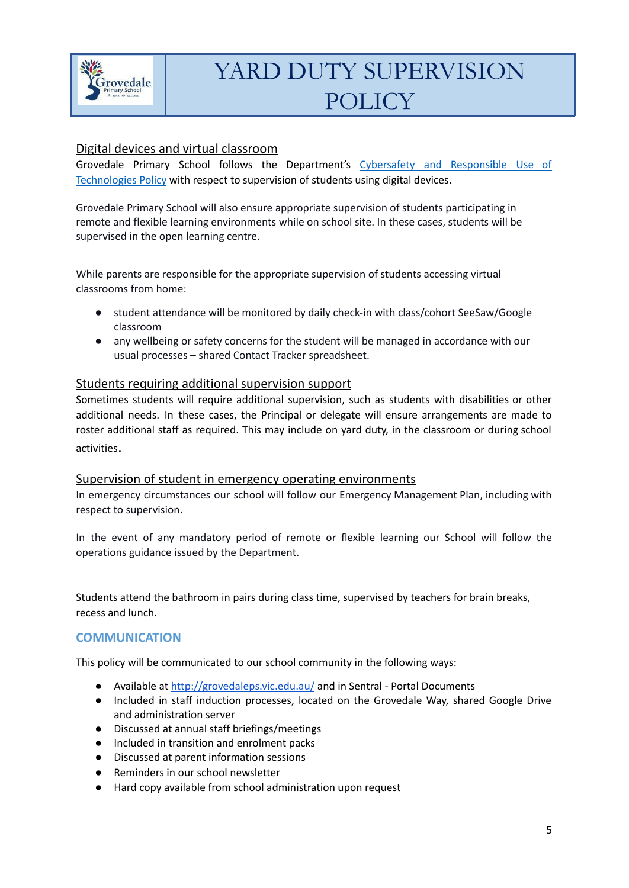### Digital devices and virtual classroom

Grovedale Primary School follows the Department's [Cybersafety and Responsible Use of Technologies Policy](#) with respect to supervision of students using digital devices.

Grovedale Primary School will also ensure appropriate supervision of students participating in remote and flexible learning environments while on school site. In these cases, students will be supervised in the open learning centre.

While parents are responsible for the appropriate supervision of students accessing virtual classrooms from home:

- student attendance will be monitored by daily check-in with class/cohort SeeSaw/Google classroom
- any wellbeing or safety concerns for the student will be managed in accordance with our usual processes – shared Contact Tracker spreadsheet.

### Students requiring additional supervision support

Sometimes students will require additional supervision, such as students with disabilities or other additional needs. In these cases, the Principal or delegate will ensure arrangements are made to roster additional staff as required. This may include on yard duty, in the classroom or during school activities.

### Supervision of student in emergency operating environments

In emergency circumstances our school will follow our Emergency Management Plan, including with respect to supervision.

In the event of any mandatory period of remote or flexible learning our School will follow the operations guidance issued by the Department.

Students attend the bathroom in pairs during class time, supervised by teachers for brain breaks, recess and lunch.

## COMMUNICATION

This policy will be communicated to our school community in the following ways:

- Available at [http://grovedaleps.vic.edu.au/](http://grovedaleps.vic.edu.au/) and in Sentral - Portal Documents
- Included in staff induction processes, located on the Grovedale Way, shared Google Drive and administration server
- Discussed at annual staff briefings/meetings
- Included in transition and enrolment packs
- Discussed at parent information sessions
- Reminders in our school newsletter
- Hard copy available from school administration upon request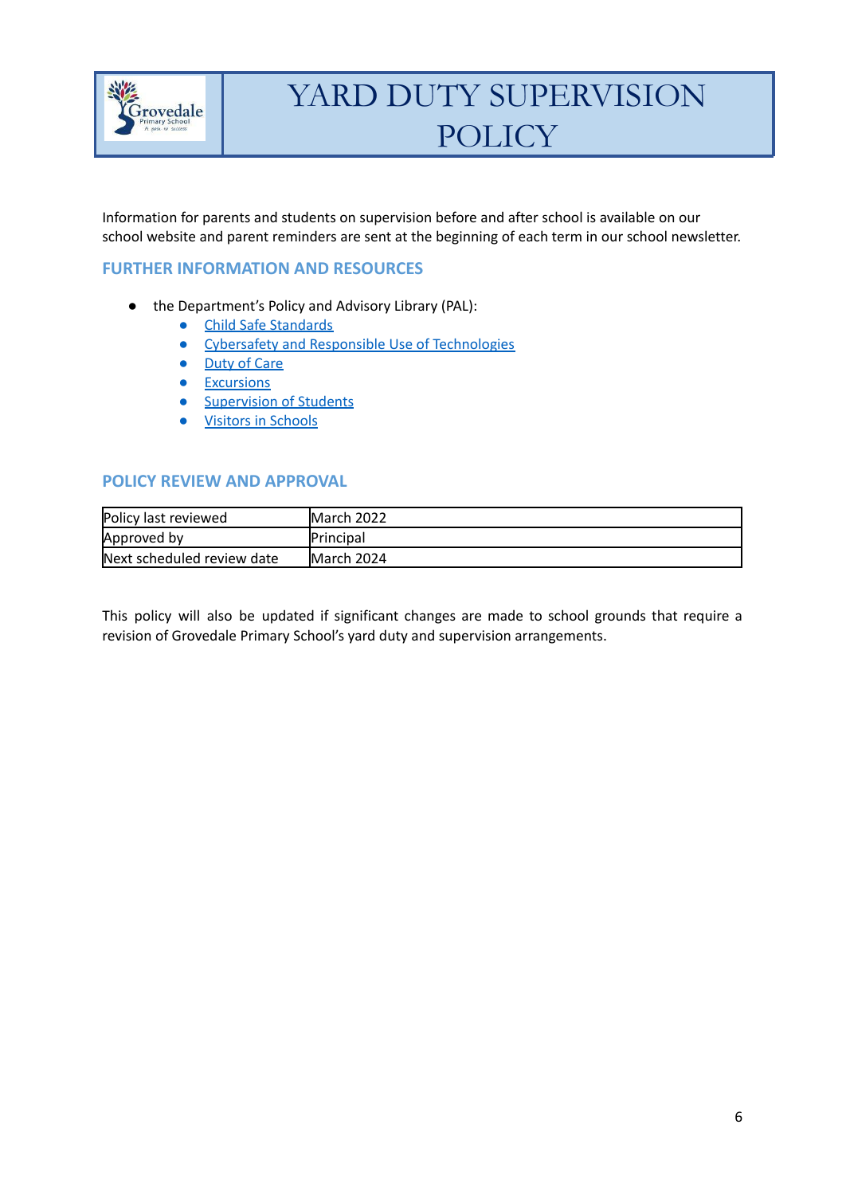Information for parents and students on supervision before and after school is available on our school website and parent reminders are sent at the beginning of each term in our school newsletter.

## FURTHER INFORMATION AND RESOURCES

- the Department's Policy and Advisory Library (PAL):
  - Child Safe Standards
  - Cybersafety and Responsible Use of Technologies
  - Duty of Care
  - Excursions
  - Supervision of Students
  - Visitors in Schools

## POLICY REVIEW AND APPROVAL

| | |
|---|---|
| Policy last reviewed | March 2022 |
| Approved by | Principal |
| Next scheduled review date | March 2024 |

This policy will also be updated if significant changes are made to school grounds that require a revision of Grovedale Primary School's yard duty and supervision arrangements.